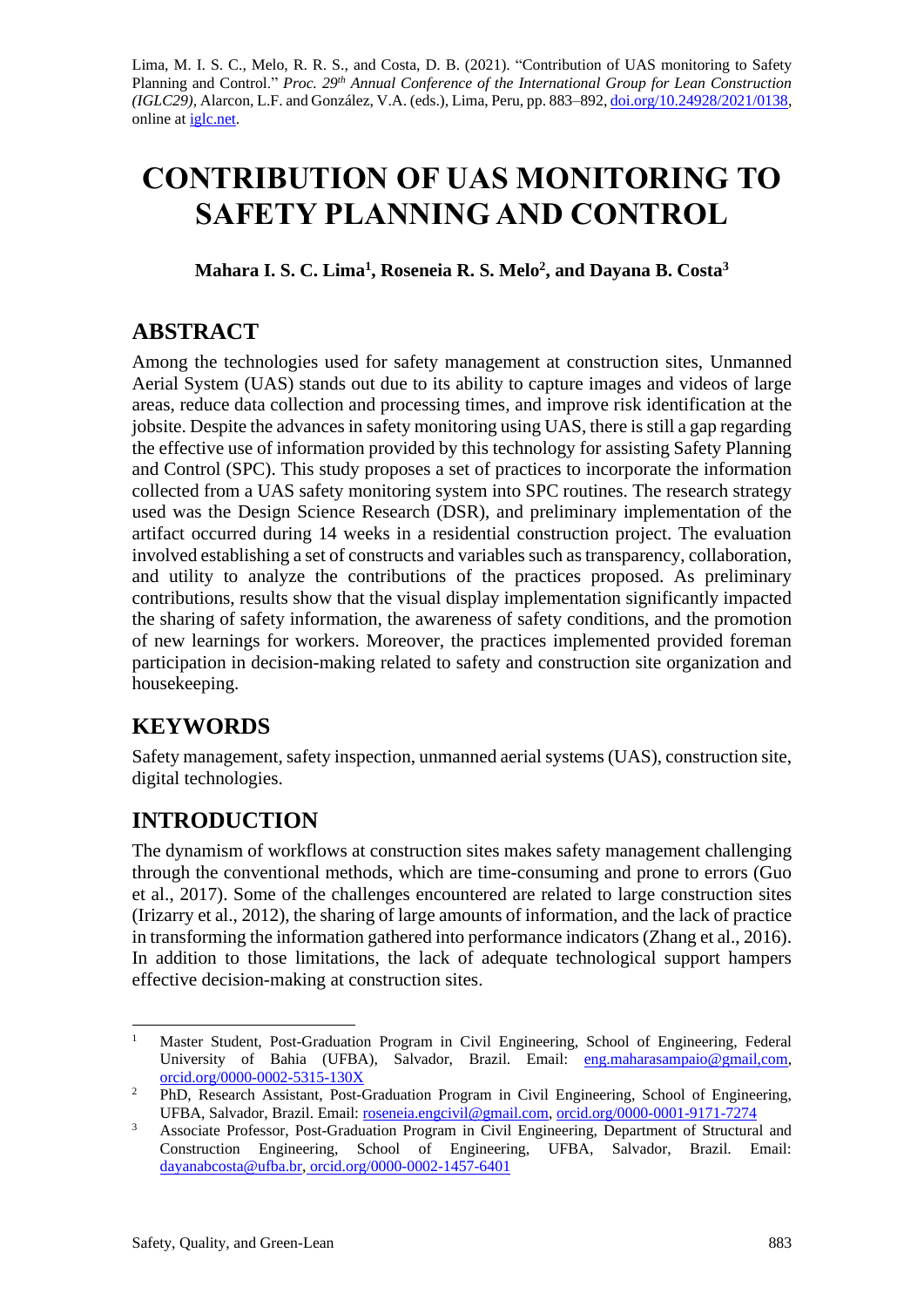Lima, M. I. S. C., Melo, R. R. S., and Costa, D. B. (2021). "Contribution of UAS monitoring to Safety Planning and Control." *Proc. 29th Annual Conference of the International Group for Lean Construction (IGLC29)*, Alarcon, L.F. and González, V.A. (eds.), Lima, Peru, pp. 883–892, doi.org/10.24928/2021/0138, online at iglc.net.

# CONTRIBUTION OF UAS MONITORING TO SAFETY PLANNING AND CONTROL

**Mahara I. S. C. Lima[1], Roseneia R. S. Melo[2], and Dayana B. Costa[3]**

## ABSTRACT

Among the technologies used for safety management at construction sites, Unmanned Aerial System (UAS) stands out due to its ability to capture images and videos of large areas, reduce data collection and processing times, and improve risk identification at the jobsite. Despite the advances in safety monitoring using UAS, there is still a gap regarding the effective use of information provided by this technology for assisting Safety Planning and Control (SPC). This study proposes a set of practices to incorporate the information collected from a UAS safety monitoring system into SPC routines. The research strategy used was the Design Science Research (DSR), and preliminary implementation of the artifact occurred during 14 weeks in a residential construction project. The evaluation involved establishing a set of constructs and variables such as transparency, collaboration, and utility to analyze the contributions of the practices proposed. As preliminary contributions, results show that the visual display implementation significantly impacted the sharing of safety information, the awareness of safety conditions, and the promotion of new learnings for workers. Moreover, the practices implemented provided foreman participation in decision-making related to safety and construction site organization and housekeeping.

## KEYWORDS

Safety management, safety inspection, unmanned aerial systems (UAS), construction site, digital technologies.

## INTRODUCTION

The dynamism of workflows at construction sites makes safety management challenging through the conventional methods, which are time-consuming and prone to errors (Guo et al., 2017). Some of the challenges encountered are related to large construction sites (Irizarry et al., 2012), the sharing of large amounts of information, and the lack of practice in transforming the information gathered into performance indicators (Zhang et al., 2016). In addition to those limitations, the lack of adequate technological support hampers effective decision-making at construction sites.

---

[1] Master Student, Post-Graduation Program in Civil Engineering, School of Engineering, Federal University of Bahia (UFBA), Salvador, Brazil. Email: eng.maharasampaio@gmail,com, orcid.org/0000-0002-5315-130X

[2] PhD, Research Assistant, Post-Graduation Program in Civil Engineering, School of Engineering, UFBA, Salvador, Brazil. Email: roseneia.engcivil@gmail.com, orcid.org/0000-0001-9171-7274

[3] Associate Professor, Post-Graduation Program in Civil Engineering, Department of Structural and Construction Engineering, School of Engineering, UFBA, Salvador, Brazil. Email: dayanabcosta@ufba.br, orcid.org/0000-0002-1457-6401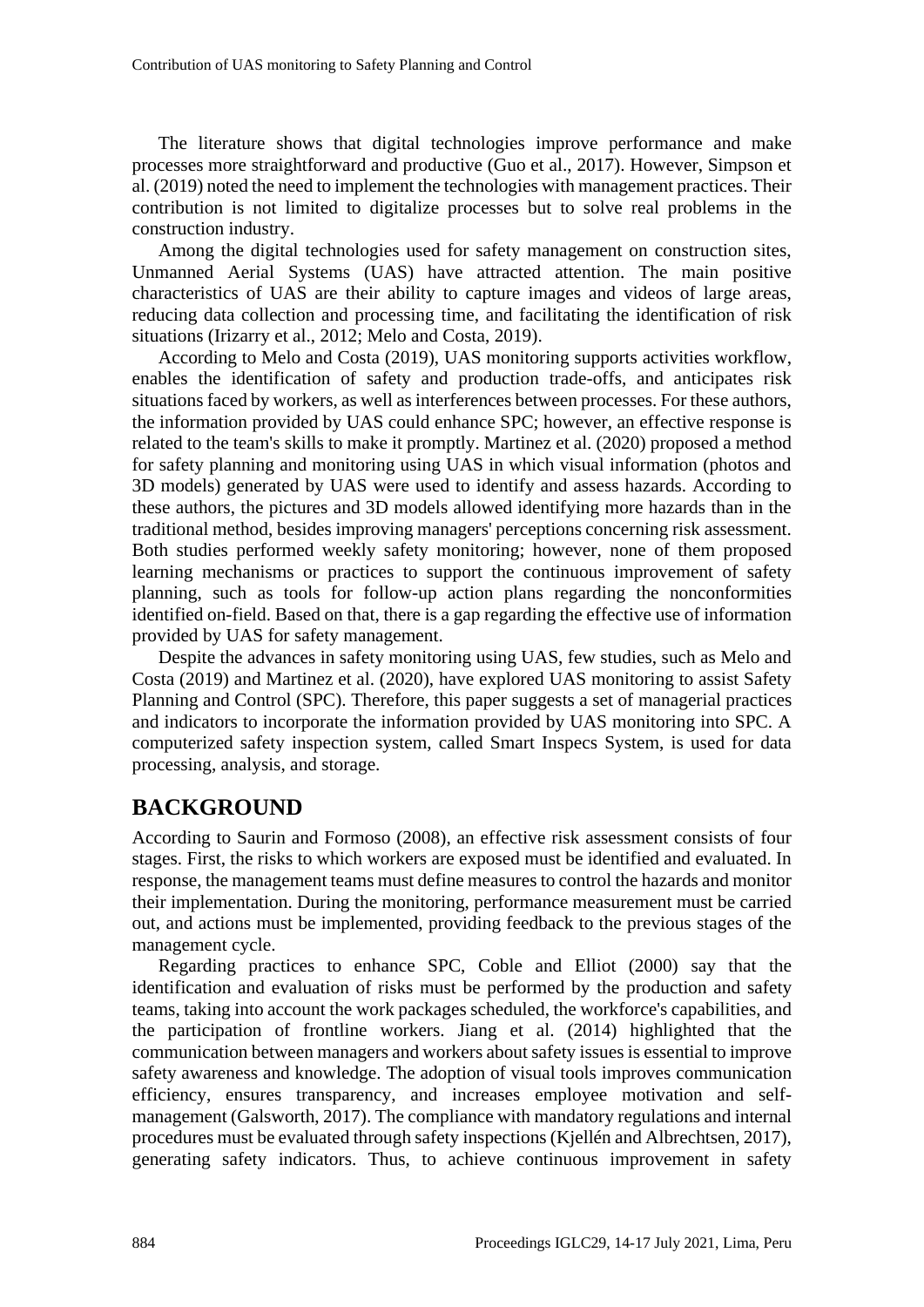The literature shows that digital technologies improve performance and make processes more straightforward and productive (Guo et al., 2017). However, Simpson et al. (2019) noted the need to implement the technologies with management practices. Their contribution is not limited to digitalize processes but to solve real problems in the construction industry.

Among the digital technologies used for safety management on construction sites, Unmanned Aerial Systems (UAS) have attracted attention. The main positive characteristics of UAS are their ability to capture images and videos of large areas, reducing data collection and processing time, and facilitating the identification of risk situations (Irizarry et al., 2012; Melo and Costa, 2019).

According to Melo and Costa (2019), UAS monitoring supports activities workflow, enables the identification of safety and production trade-offs, and anticipates risk situations faced by workers, as well as interferences between processes. For these authors, the information provided by UAS could enhance SPC; however, an effective response is related to the team's skills to make it promptly. Martinez et al. (2020) proposed a method for safety planning and monitoring using UAS in which visual information (photos and 3D models) generated by UAS were used to identify and assess hazards. According to these authors, the pictures and 3D models allowed identifying more hazards than in the traditional method, besides improving managers' perceptions concerning risk assessment. Both studies performed weekly safety monitoring; however, none of them proposed learning mechanisms or practices to support the continuous improvement of safety planning, such as tools for follow-up action plans regarding the nonconformities identified on-field. Based on that, there is a gap regarding the effective use of information provided by UAS for safety management.

Despite the advances in safety monitoring using UAS, few studies, such as Melo and Costa (2019) and Martinez et al. (2020), have explored UAS monitoring to assist Safety Planning and Control (SPC). Therefore, this paper suggests a set of managerial practices and indicators to incorporate the information provided by UAS monitoring into SPC. A computerized safety inspection system, called Smart Inspecs System, is used for data processing, analysis, and storage.

# BACKGROUND

According to Saurin and Formoso (2008), an effective risk assessment consists of four stages. First, the risks to which workers are exposed must be identified and evaluated. In response, the management teams must define measures to control the hazards and monitor their implementation. During the monitoring, performance measurement must be carried out, and actions must be implemented, providing feedback to the previous stages of the management cycle.

Regarding practices to enhance SPC, Coble and Elliot (2000) say that the identification and evaluation of risks must be performed by the production and safety teams, taking into account the work packages scheduled, the workforce's capabilities, and the participation of frontline workers. Jiang et al. (2014) highlighted that the communication between managers and workers about safety issues is essential to improve safety awareness and knowledge. The adoption of visual tools improves communication efficiency, ensures transparency, and increases employee motivation and self-management (Galsworth, 2017). The compliance with mandatory regulations and internal procedures must be evaluated through safety inspections (Kjellén and Albrechtsen, 2017), generating safety indicators. Thus, to achieve continuous improvement in safety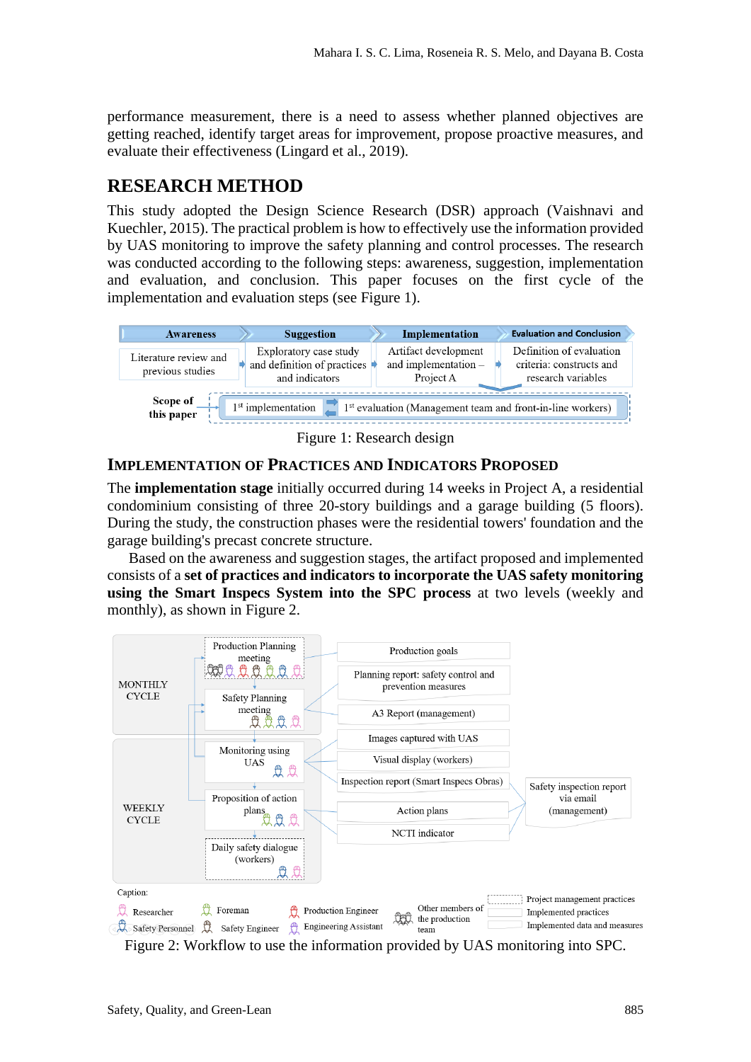performance measurement, there is a need to assess whether planned objectives are getting reached, identify target areas for improvement, propose proactive measures, and evaluate their effectiveness (Lingard et al., 2019).

## RESEARCH METHOD

This study adopted the Design Science Research (DSR) approach (Vaishnavi and Kuechler, 2015). The practical problem is how to effectively use the information provided by UAS monitoring to improve the safety planning and control processes. The research was conducted according to the following steps: awareness, suggestion, implementation and evaluation, and conclusion. This paper focuses on the first cycle of the implementation and evaluation steps (see Figure 1).

Figure 1: Research design

### IMPLEMENTATION OF PRACTICES AND INDICATORS PROPOSED

The **implementation stage** initially occurred during 14 weeks in Project A, a residential condominium consisting of three 20-story buildings and a garage building (5 floors). During the study, the construction phases were the residential towers' foundation and the garage building's precast concrete structure.

Based on the awareness and suggestion stages, the artifact proposed and implemented consists of a **set of practices and indicators to incorporate the UAS safety monitoring using the Smart Inspecs System into the SPC process** at two levels (weekly and monthly), as shown in Figure 2.

Figure 2: Workflow to use the information provided by UAS monitoring into SPC.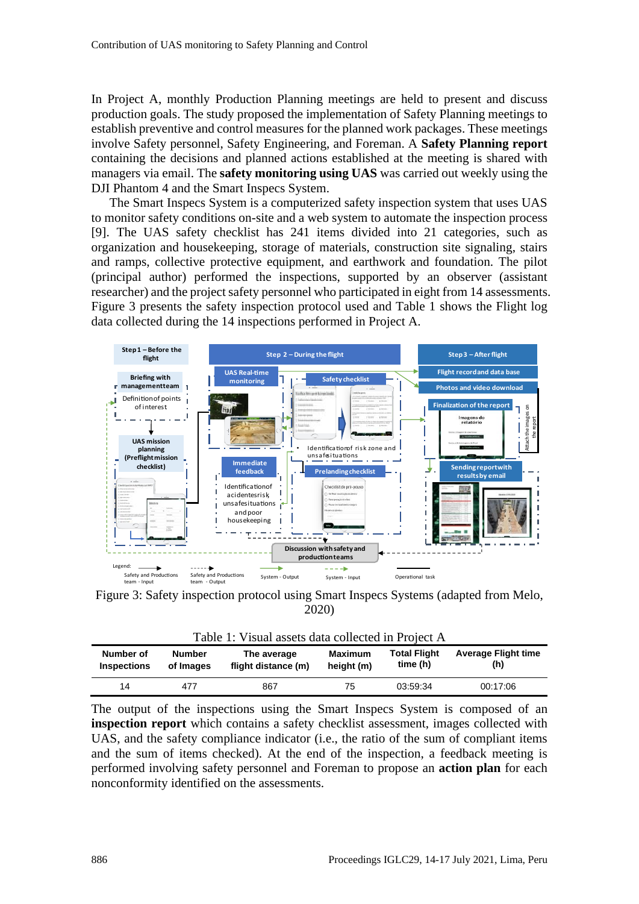In Project A, monthly Production Planning meetings are held to present and discuss production goals. The study proposed the implementation of Safety Planning meetings to establish preventive and control measures for the planned work packages. These meetings involve Safety personnel, Safety Engineering, and Foreman. A **Safety Planning report** containing the decisions and planned actions established at the meeting is shared with managers via email. The **safety monitoring using UAS** was carried out weekly using the DJI Phantom 4 and the Smart Inspecs System.

The Smart Inspecs System is a computerized safety inspection system that uses UAS to monitor safety conditions on-site and a web system to automate the inspection process [9]. The UAS safety checklist has 241 items divided into 21 categories, such as organization and housekeeping, storage of materials, construction site signaling, stairs and ramps, collective protective equipment, and earthwork and foundation. The pilot (principal author) performed the inspections, supported by an observer (assistant researcher) and the project safety personnel who participated in eight from 14 assessments. Figure 3 presents the safety inspection protocol used and Table 1 shows the Flight log data collected during the 14 inspections performed in Project A.

Figure 3: Safety inspection protocol using Smart Inspecs Systems (adapted from Melo, 2020)

Table 1: Visual assets data collected in Project A

| Number of Inspections | Number of Images | The average flight distance (m) | Maximum height (m) | Total Flight time (h) | Average Flight time (h) |
|---|---|---|---|---|---|
| 14 | 477 | 867 | 75 | 03:59:34 | 00:17:06 |

The output of the inspections using the Smart Inspecs System is composed of an **inspection report** which contains a safety checklist assessment, images collected with UAS, and the safety compliance indicator (i.e., the ratio of the sum of compliant items and the sum of items checked). At the end of the inspection, a feedback meeting is performed involving safety personnel and Foreman to propose an **action plan** for each nonconformity identified on the assessments.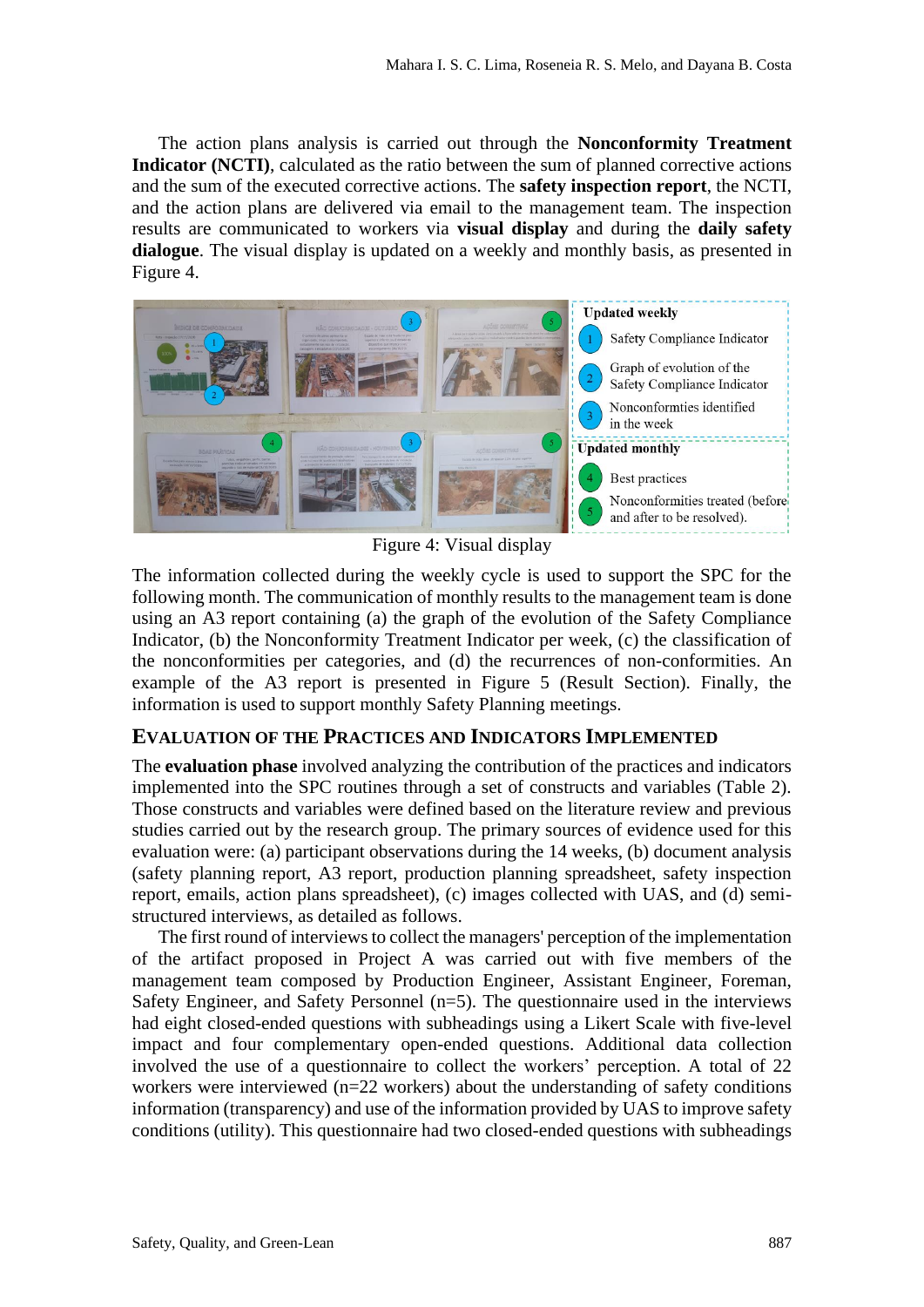The action plans analysis is carried out through the **Nonconformity Treatment Indicator (NCTI)**, calculated as the ratio between the sum of planned corrective actions and the sum of the executed corrective actions. The **safety inspection report**, the NCTI, and the action plans are delivered via email to the management team. The inspection results are communicated to workers via **visual display** and during the **daily safety dialogue**. The visual display is updated on a weekly and monthly basis, as presented in Figure 4.

Figure 4: Visual display

The information collected during the weekly cycle is used to support the SPC for the following month. The communication of monthly results to the management team is done using an A3 report containing (a) the graph of the evolution of the Safety Compliance Indicator, (b) the Nonconformity Treatment Indicator per week, (c) the classification of the nonconformities per categories, and (d) the recurrences of non-conformities. An example of the A3 report is presented in Figure 5 (Result Section). Finally, the information is used to support monthly Safety Planning meetings.

## Evaluation of the Practices and Indicators Implemented

The **evaluation phase** involved analyzing the contribution of the practices and indicators implemented into the SPC routines through a set of constructs and variables (Table 2). Those constructs and variables were defined based on the literature review and previous studies carried out by the research group. The primary sources of evidence used for this evaluation were: (a) participant observations during the 14 weeks, (b) document analysis (safety planning report, A3 report, production planning spreadsheet, safety inspection report, emails, action plans spreadsheet), (c) images collected with UAS, and (d) semi-structured interviews, as detailed as follows.

The first round of interviews to collect the managers' perception of the implementation of the artifact proposed in Project A was carried out with five members of the management team composed by Production Engineer, Assistant Engineer, Foreman, Safety Engineer, and Safety Personnel (n=5). The questionnaire used in the interviews had eight closed-ended questions with subheadings using a Likert Scale with five-level impact and four complementary open-ended questions. Additional data collection involved the use of a questionnaire to collect the workers' perception. A total of 22 workers were interviewed (n=22 workers) about the understanding of safety conditions information (transparency) and use of the information provided by UAS to improve safety conditions (utility). This questionnaire had two closed-ended questions with subheadings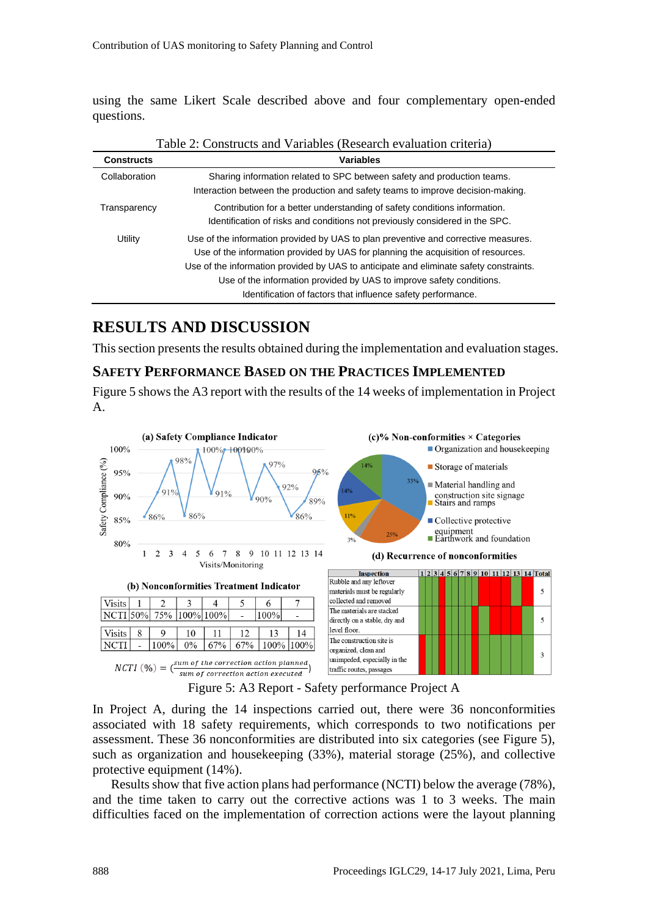using the same Likert Scale described above and four complementary open-ended questions.

Table 2: Constructs and Variables (Research evaluation criteria)

| Constructs | Variables |
|---|---|
| Collaboration | Sharing information related to SPC between safety and production teams. |
| | Interaction between the production and safety teams to improve decision-making. |
| Transparency | Contribution for a better understanding of safety conditions information. |
| | Identification of risks and conditions not previously considered in the SPC. |
| Utility | Use of the information provided by UAS to plan preventive and corrective measures. |
| | Use of the information provided by UAS for planning the acquisition of resources. |
| | Use of the information provided by UAS to anticipate and eliminate safety constraints. |
| | Use of the information provided by UAS to improve safety conditions. |
| | Identification of factors that influence safety performance. |

# RESULTS AND DISCUSSION

This section presents the results obtained during the implementation and evaluation stages.

## SAFETY PERFORMANCE BASED ON THE PRACTICES IMPLEMENTED

Figure 5 shows the A3 report with the results of the 14 weeks of implementation in Project A.

(a) Safety Compliance Indicator

(b) Nonconformities Treatment Indicator

| Visits | 1 | 2 | 3 | 4 | 5 | 6 | 7 |
|---|---|---|---|---|---|---|---|
| NCTI | 50% | 75% | 100% | 100% | - | 100% | - |

| Visits | 8 | 9 | 10 | 11 | 12 | 13 | 14 |
|---|---|---|---|---|---|---|---|
| NCTI | - | 100% | 0% | 67% | 67% | 100% | 100% |

$$NCTI\ (\%) = \left(\frac{sum\ of\ the\ correction\ action\ planned}{sum\ of\ correction\ action\ executed}\right)$$

(c)% Non-conformities × Categories

(d) Recurrence of nonconformities

| Inspection | Total |
|---|---|
| Rubble and any leftover materials must be regularly collected and removed | 5 |
| The materials are stacked directly on a stable, dry and level floor. | 5 |
| The construction site is organized, clean and unimpeded, especially in the traffic routes, passages | 3 |

Figure 5: A3 Report - Safety performance Project A

In Project A, during the 14 inspections carried out, there were 36 nonconformities associated with 18 safety requirements, which corresponds to two notifications per assessment. These 36 nonconformities are distributed into six categories (see Figure 5), such as organization and housekeeping (33%), material storage (25%), and collective protective equipment (14%).

Results show that five action plans had performance (NCTI) below the average (78%), and the time taken to carry out the corrective actions was 1 to 3 weeks. The main difficulties faced on the implementation of correction actions were the layout planning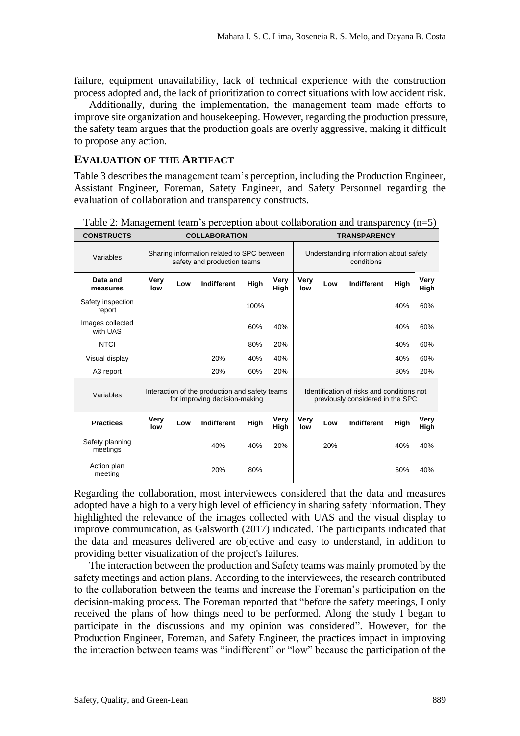failure, equipment unavailability, lack of technical experience with the construction process adopted and, the lack of prioritization to correct situations with low accident risk.

Additionally, during the implementation, the management team made efforts to improve site organization and housekeeping. However, regarding the production pressure, the safety team argues that the production goals are overly aggressive, making it difficult to propose any action.

## EVALUATION OF THE ARTIFACT

Table 3 describes the management team's perception, including the Production Engineer, Assistant Engineer, Foreman, Safety Engineer, and Safety Personnel regarding the evaluation of collaboration and transparency constructs.

Table 2: Management team's perception about collaboration and transparency (n=5)

| CONSTRUCTS | COLLABORATION | | | | | TRANSPARENCY | | | | |
|---|---|---|---|---|---|---|---|---|---|---|
| Variables | Sharing information related to SPC between safety and production teams | | | | | Understanding information about safety conditions | | | | |
| **Data and measures** | **Very low** | **Low** | **Indifferent** | **High** | **Very High** | **Very low** | **Low** | **Indifferent** | **High** | **Very High** |
| Safety inspection report | | | | 100% | | | | | 40% | 60% |
| Images collected with UAS | | | | 60% | 40% | | | | 40% | 60% |
| NTCI | | | | 80% | 20% | | | | 40% | 60% |
| Visual display | | | 20% | 40% | 40% | | | | 40% | 60% |
| A3 report | | | 20% | 60% | 20% | | | | 80% | 20% |
| Variables | Interaction of the production and safety teams for improving decision-making | | | | | Identification of risks and conditions not previously considered in the SPC | | | | |
| **Practices** | **Very low** | **Low** | **Indifferent** | **High** | **Very High** | **Very low** | **Low** | **Indifferent** | **High** | **Very High** |
| Safety planning meetings | | | 40% | 40% | 20% | | 20% | | 40% | 40% |
| Action plan meeting | | | 20% | 80% | | | | | 60% | 40% |

Regarding the collaboration, most interviewees considered that the data and measures adopted have a high to a very high level of efficiency in sharing safety information. They highlighted the relevance of the images collected with UAS and the visual display to improve communication, as Galsworth (2017) indicated. The participants indicated that the data and measures delivered are objective and easy to understand, in addition to providing better visualization of the project's failures.

The interaction between the production and Safety teams was mainly promoted by the safety meetings and action plans. According to the interviewees, the research contributed to the collaboration between the teams and increase the Foreman's participation on the decision-making process. The Foreman reported that "before the safety meetings, I only received the plans of how things need to be performed. Along the study I began to participate in the discussions and my opinion was considered". However, for the Production Engineer, Foreman, and Safety Engineer, the practices impact in improving the interaction between teams was "indifferent" or "low" because the participation of the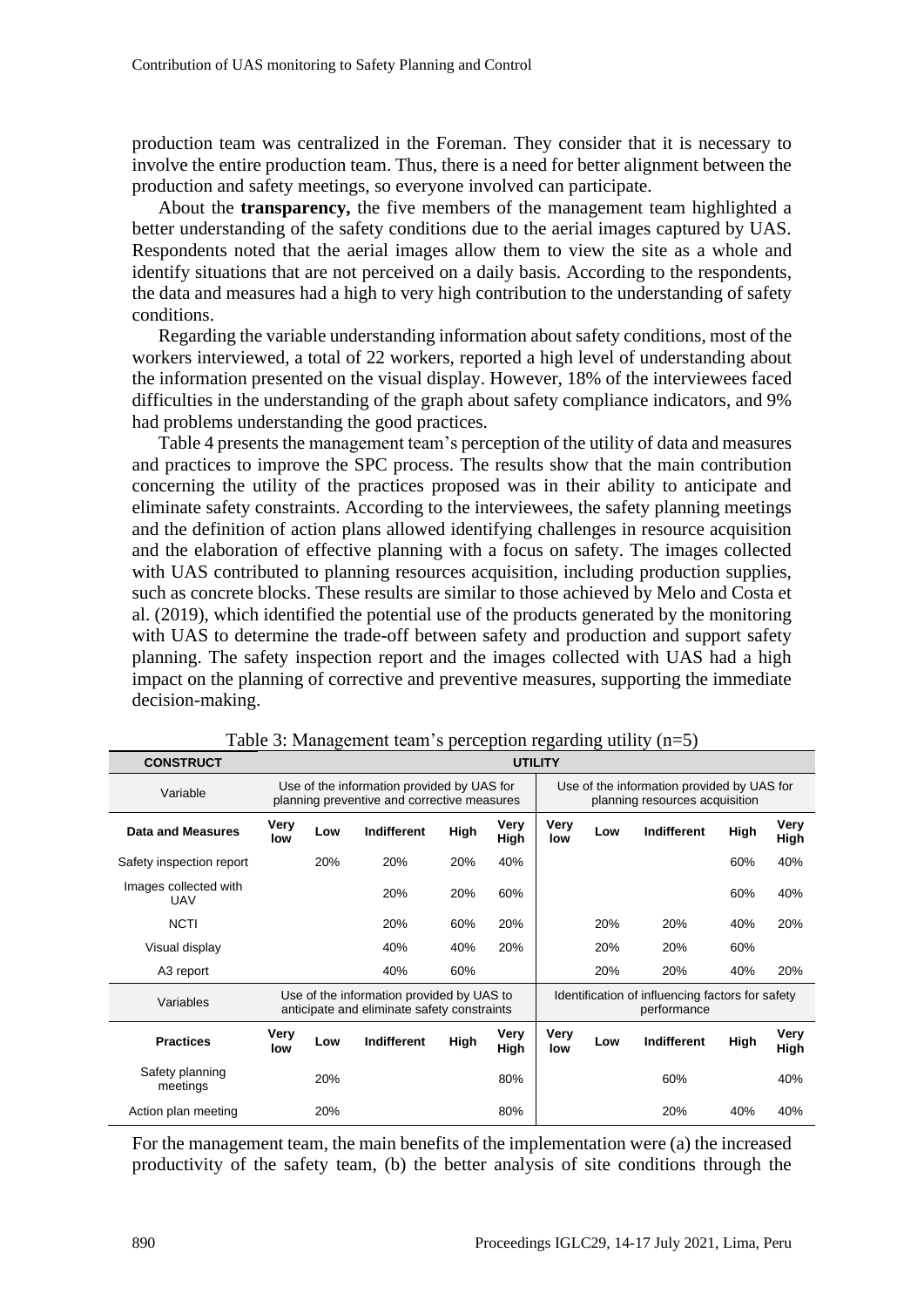production team was centralized in the Foreman. They consider that it is necessary to involve the entire production team. Thus, there is a need for better alignment between the production and safety meetings, so everyone involved can participate.

About the **transparency,** the five members of the management team highlighted a better understanding of the safety conditions due to the aerial images captured by UAS. Respondents noted that the aerial images allow them to view the site as a whole and identify situations that are not perceived on a daily basis. According to the respondents, the data and measures had a high to very high contribution to the understanding of safety conditions.

Regarding the variable understanding information about safety conditions, most of the workers interviewed, a total of 22 workers, reported a high level of understanding about the information presented on the visual display. However, 18% of the interviewees faced difficulties in the understanding of the graph about safety compliance indicators, and 9% had problems understanding the good practices.

Table 4 presents the management team's perception of the utility of data and measures and practices to improve the SPC process. The results show that the main contribution concerning the utility of the practices proposed was in their ability to anticipate and eliminate safety constraints. According to the interviewees, the safety planning meetings and the definition of action plans allowed identifying challenges in resource acquisition and the elaboration of effective planning with a focus on safety. The images collected with UAS contributed to planning resources acquisition, including production supplies, such as concrete blocks. These results are similar to those achieved by Melo and Costa et al. (2019), which identified the potential use of the products generated by the monitoring with UAS to determine the trade-off between safety and production and support safety planning. The safety inspection report and the images collected with UAS had a high impact on the planning of corrective and preventive measures, supporting the immediate decision-making.

Table 3: Management team's perception regarding utility (n=5)

| CONSTRUCT | UTILITY | | | | | | | | | |
|---|---|---|---|---|---|---|---|---|---|---|
| Variable | Use of the information provided by UAS for planning preventive and corrective measures | | | | | Use of the information provided by UAS for planning resources acquisition | | | | |
| **Data and Measures** | **Very low** | **Low** | **Indifferent** | **High** | **Very High** | **Very low** | **Low** | **Indifferent** | **High** | **Very High** |
| Safety inspection report | | 20% | 20% | 20% | 40% | | | | 60% | 40% |
| Images collected with UAV | | | 20% | 20% | 60% | | | | 60% | 40% |
| NCTI | | | 20% | 60% | 20% | | 20% | 20% | 40% | 20% |
| Visual display | | | 40% | 40% | 20% | | 20% | 20% | 60% | |
| A3 report | | | 40% | 60% | | | 20% | 20% | 40% | 20% |
| Variables | Use of the information provided by UAS to anticipate and eliminate safety constraints | | | | | Identification of influencing factors for safety performance | | | | |
| **Practices** | **Very low** | **Low** | **Indifferent** | **High** | **Very High** | **Very low** | **Low** | **Indifferent** | **High** | **Very High** |
| Safety planning meetings | | 20% | | | 80% | | | 60% | | 40% |
| Action plan meeting | | 20% | | | 80% | | | 20% | 40% | 40% |

For the management team, the main benefits of the implementation were (a) the increased productivity of the safety team, (b) the better analysis of site conditions through the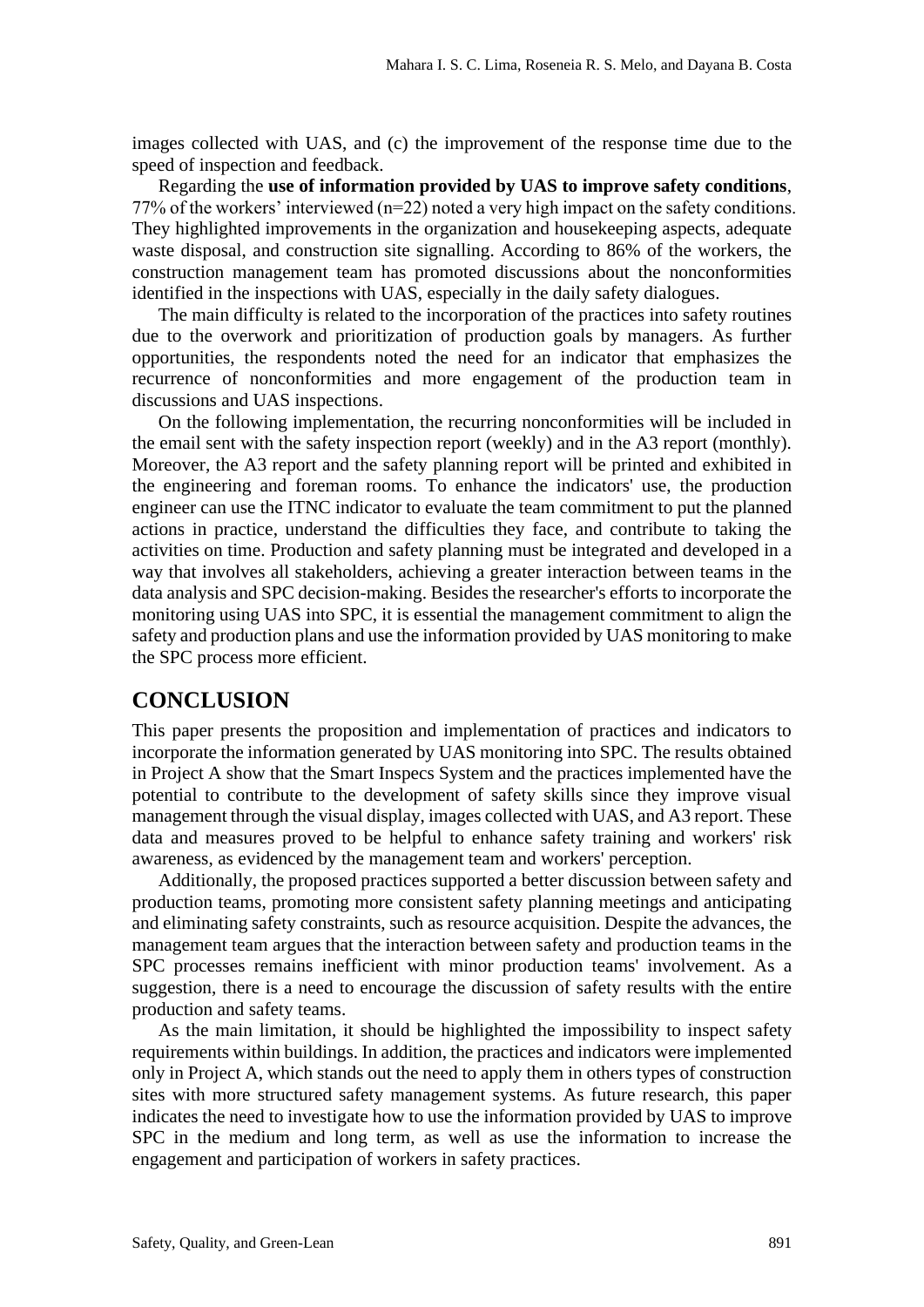images collected with UAS, and (c) the improvement of the response time due to the speed of inspection and feedback.

Regarding the **use of information provided by UAS to improve safety conditions**, 77% of the workers' interviewed (n=22) noted a very high impact on the safety conditions. They highlighted improvements in the organization and housekeeping aspects, adequate waste disposal, and construction site signalling. According to 86% of the workers, the construction management team has promoted discussions about the nonconformities identified in the inspections with UAS, especially in the daily safety dialogues.

The main difficulty is related to the incorporation of the practices into safety routines due to the overwork and prioritization of production goals by managers. As further opportunities, the respondents noted the need for an indicator that emphasizes the recurrence of nonconformities and more engagement of the production team in discussions and UAS inspections.

On the following implementation, the recurring nonconformities will be included in the email sent with the safety inspection report (weekly) and in the A3 report (monthly). Moreover, the A3 report and the safety planning report will be printed and exhibited in the engineering and foreman rooms. To enhance the indicators' use, the production engineer can use the ITNC indicator to evaluate the team commitment to put the planned actions in practice, understand the difficulties they face, and contribute to taking the activities on time. Production and safety planning must be integrated and developed in a way that involves all stakeholders, achieving a greater interaction between teams in the data analysis and SPC decision-making. Besides the researcher's efforts to incorporate the monitoring using UAS into SPC, it is essential the management commitment to align the safety and production plans and use the information provided by UAS monitoring to make the SPC process more efficient.

## CONCLUSION

This paper presents the proposition and implementation of practices and indicators to incorporate the information generated by UAS monitoring into SPC. The results obtained in Project A show that the Smart Inspecs System and the practices implemented have the potential to contribute to the development of safety skills since they improve visual management through the visual display, images collected with UAS, and A3 report. These data and measures proved to be helpful to enhance safety training and workers' risk awareness, as evidenced by the management team and workers' perception.

Additionally, the proposed practices supported a better discussion between safety and production teams, promoting more consistent safety planning meetings and anticipating and eliminating safety constraints, such as resource acquisition. Despite the advances, the management team argues that the interaction between safety and production teams in the SPC processes remains inefficient with minor production teams' involvement. As a suggestion, there is a need to encourage the discussion of safety results with the entire production and safety teams.

As the main limitation, it should be highlighted the impossibility to inspect safety requirements within buildings. In addition, the practices and indicators were implemented only in Project A, which stands out the need to apply them in others types of construction sites with more structured safety management systems. As future research, this paper indicates the need to investigate how to use the information provided by UAS to improve SPC in the medium and long term, as well as use the information to increase the engagement and participation of workers in safety practices.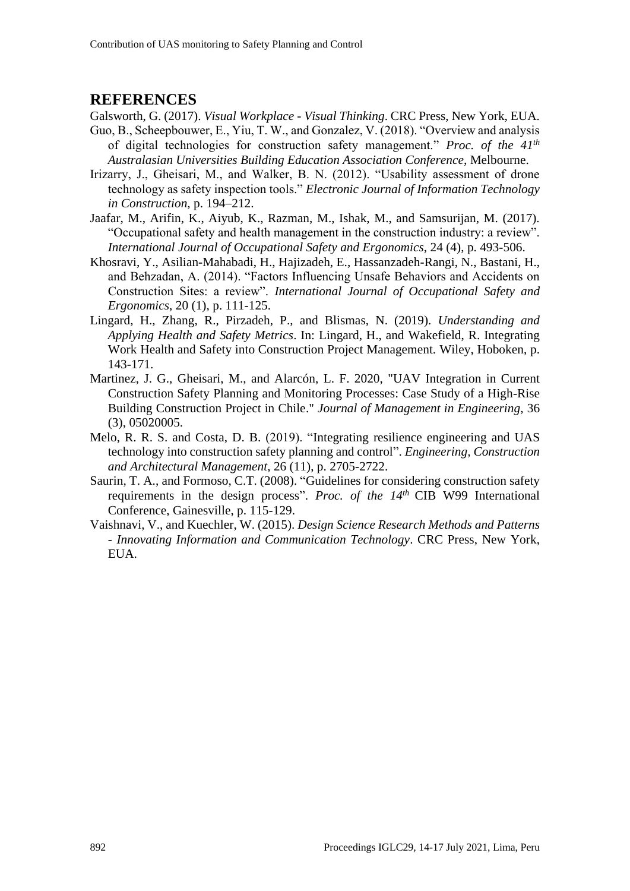## REFERENCES

Galsworth, G. (2017). *Visual Workplace - Visual Thinking*. CRC Press, New York, EUA.

Guo, B., Scheepbouwer, E., Yiu, T. W., and Gonzalez, V. (2018). "Overview and analysis of digital technologies for construction safety management." *Proc. of the 41th Australasian Universities Building Education Association Conference*, Melbourne.

Irizarry, J., Gheisari, M., and Walker, B. N. (2012). "Usability assessment of drone technology as safety inspection tools." *Electronic Journal of Information Technology in Construction*, p. 194–212.

Jaafar, M., Arifin, K., Aiyub, K., Razman, M., Ishak, M., and Samsurijan, M. (2017). "Occupational safety and health management in the construction industry: a review". *International Journal of Occupational Safety and Ergonomics*, 24 (4), p. 493-506.

Khosravi, Y., Asilian-Mahabadi, H., Hajizadeh, E., Hassanzadeh-Rangi, N., Bastani, H., and Behzadan, A. (2014). "Factors Influencing Unsafe Behaviors and Accidents on Construction Sites: a review". *International Journal of Occupational Safety and Ergonomics*, 20 (1), p. 111-125.

Lingard, H., Zhang, R., Pirzadeh, P., and Blismas, N. (2019). *Understanding and Applying Health and Safety Metrics*. In: Lingard, H., and Wakefield, R. Integrating Work Health and Safety into Construction Project Management. Wiley, Hoboken, p. 143-171.

Martinez, J. G., Gheisari, M., and Alarcón, L. F. 2020, "UAV Integration in Current Construction Safety Planning and Monitoring Processes: Case Study of a High-Rise Building Construction Project in Chile." *Journal of Management in Engineering*, 36 (3), 05020005.

Melo, R. R. S. and Costa, D. B. (2019). "Integrating resilience engineering and UAS technology into construction safety planning and control". *Engineering, Construction and Architectural Management*, 26 (11), p. 2705-2722.

Saurin, T. A., and Formoso, C.T. (2008). "Guidelines for considering construction safety requirements in the design process". *Proc. of the 14th* CIB W99 International Conference, Gainesville, p. 115-129.

Vaishnavi, V., and Kuechler, W. (2015). *Design Science Research Methods and Patterns - Innovating Information and Communication Technology*. CRC Press, New York, EUA.